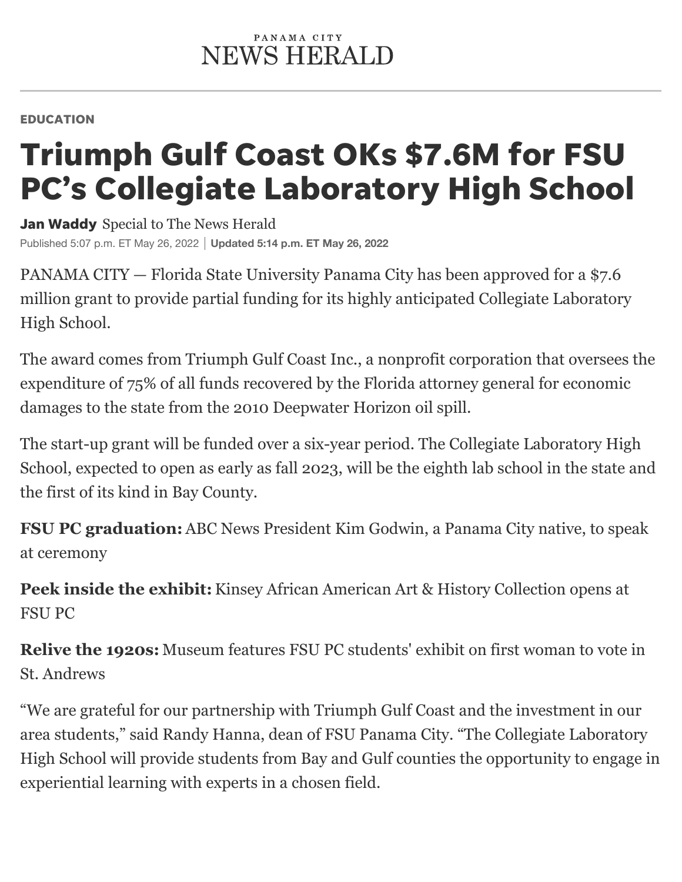PANAMA CITY
NEWS HERALD

EDUCATION

# Triumph Gulf Coast OKs $7.6M for FSU PC's Collegiate Laboratory High School

**Jan Waddy** Special to The News Herald

Published 5:07 p.m. ET May 26, 2022 | **Updated 5:14 p.m. ET May 26, 2022**

PANAMA CITY — Florida State University Panama City has been approved for a $7.6 million grant to provide partial funding for its highly anticipated Collegiate Laboratory High School.

The award comes from Triumph Gulf Coast Inc., a nonprofit corporation that oversees the expenditure of 75% of all funds recovered by the Florida attorney general for economic damages to the state from the 2010 Deepwater Horizon oil spill.

The start-up grant will be funded over a six-year period. The Collegiate Laboratory High School, expected to open as early as fall 2023, will be the eighth lab school in the state and the first of its kind in Bay County.

**FSU PC graduation:** ABC News President Kim Godwin, a Panama City native, to speak at ceremony

**Peek inside the exhibit:** Kinsey African American Art & History Collection opens at FSU PC

**Relive the 1920s:** Museum features FSU PC students' exhibit on first woman to vote in St. Andrews

"We are grateful for our partnership with Triumph Gulf Coast and the investment in our area students," said Randy Hanna, dean of FSU Panama City. "The Collegiate Laboratory High School will provide students from Bay and Gulf counties the opportunity to engage in experiential learning with experts in a chosen field.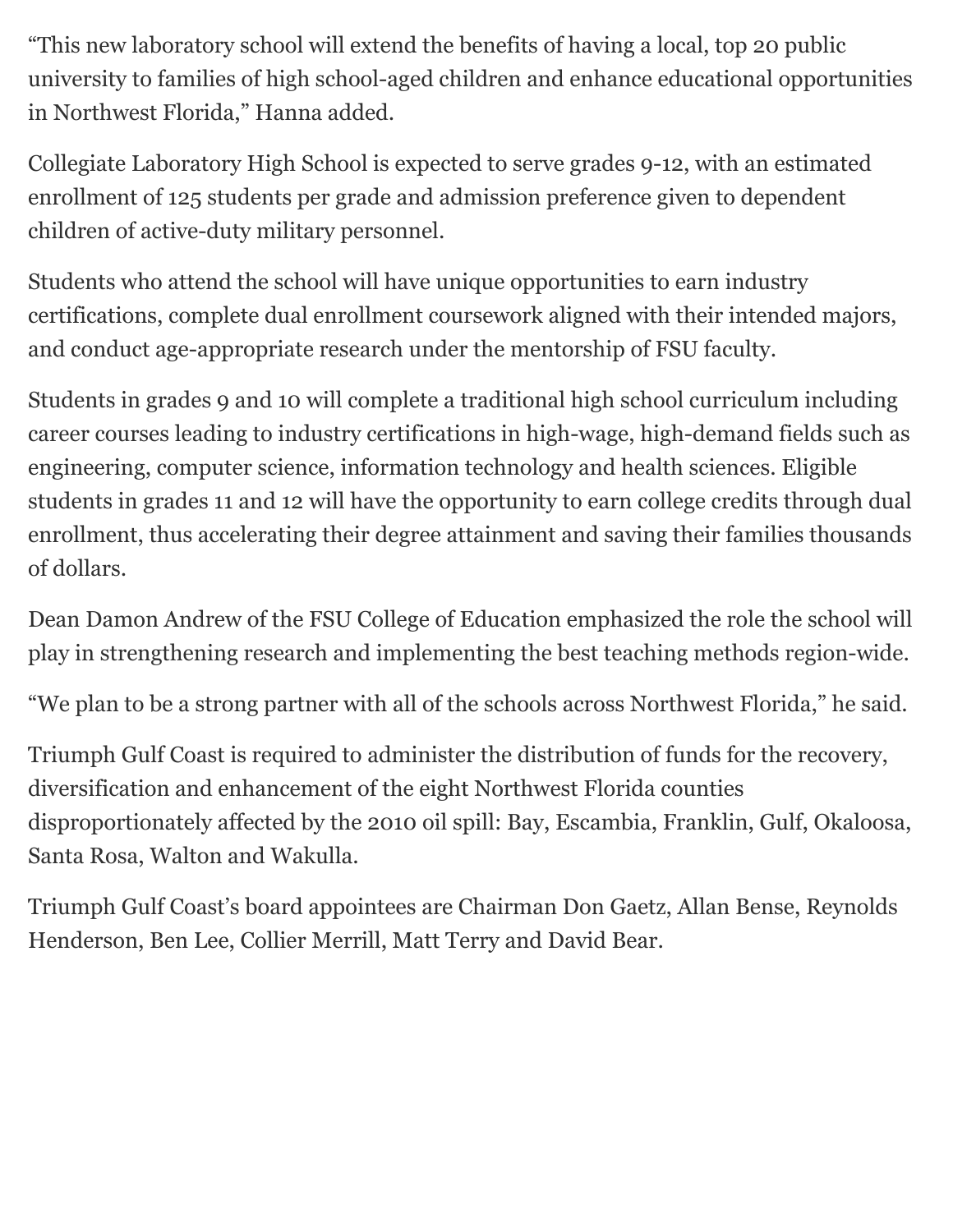"This new laboratory school will extend the benefits of having a local, top 20 public university to families of high school-aged children and enhance educational opportunities in Northwest Florida," Hanna added.

Collegiate Laboratory High School is expected to serve grades 9-12, with an estimated enrollment of 125 students per grade and admission preference given to dependent children of active-duty military personnel.

Students who attend the school will have unique opportunities to earn industry certifications, complete dual enrollment coursework aligned with their intended majors, and conduct age-appropriate research under the mentorship of FSU faculty.

Students in grades 9 and 10 will complete a traditional high school curriculum including career courses leading to industry certifications in high-wage, high-demand fields such as engineering, computer science, information technology and health sciences. Eligible students in grades 11 and 12 will have the opportunity to earn college credits through dual enrollment, thus accelerating their degree attainment and saving their families thousands of dollars.

Dean Damon Andrew of the FSU College of Education emphasized the role the school will play in strengthening research and implementing the best teaching methods region-wide.

"We plan to be a strong partner with all of the schools across Northwest Florida," he said.

Triumph Gulf Coast is required to administer the distribution of funds for the recovery, diversification and enhancement of the eight Northwest Florida counties disproportionately affected by the 2010 oil spill: Bay, Escambia, Franklin, Gulf, Okaloosa, Santa Rosa, Walton and Wakulla.

Triumph Gulf Coast's board appointees are Chairman Don Gaetz, Allan Bense, Reynolds Henderson, Ben Lee, Collier Merrill, Matt Terry and David Bear.